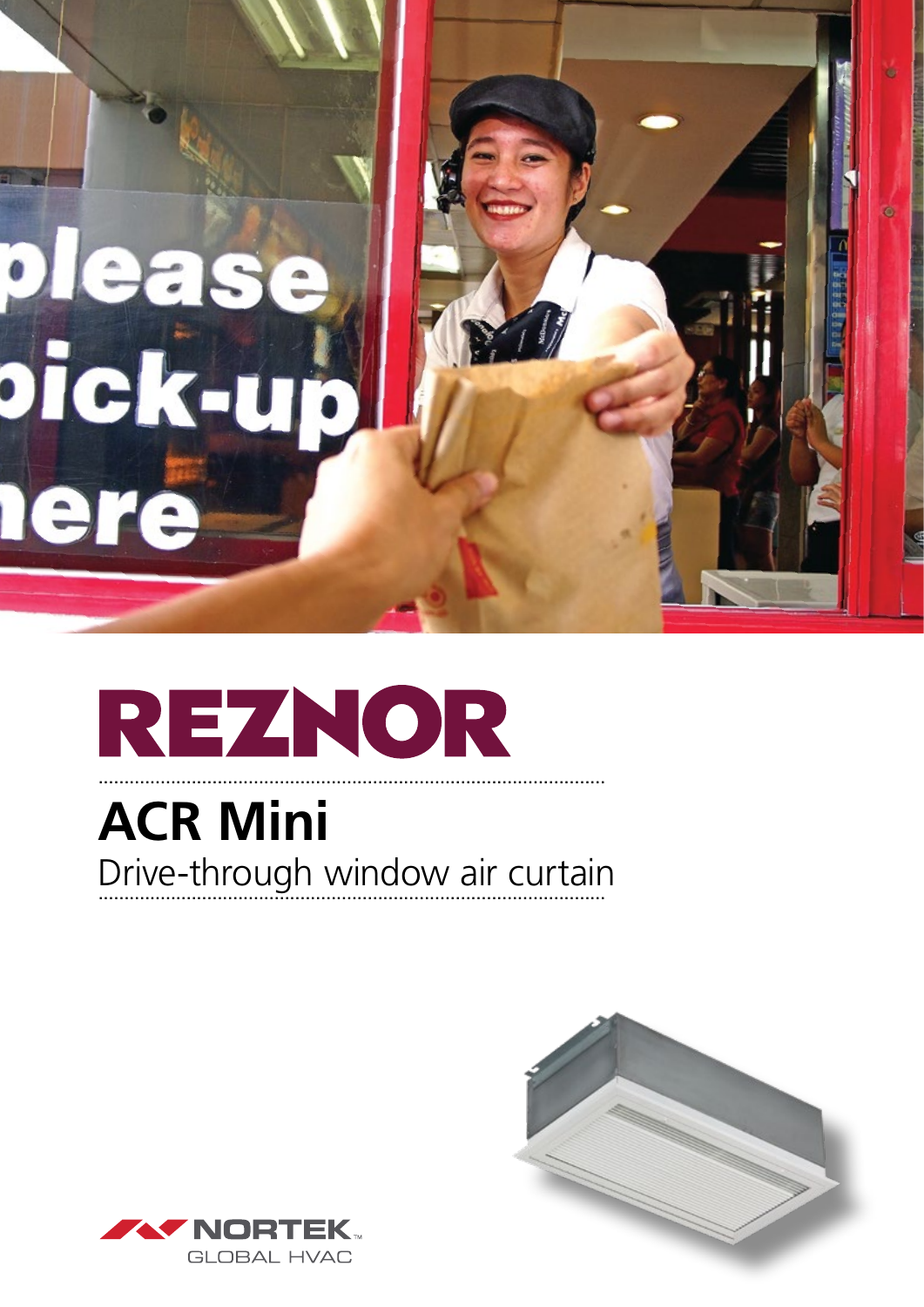# REZNOR

## ACR Mini

Drive-through window air curtain

NORTEK GLOBAL HVAC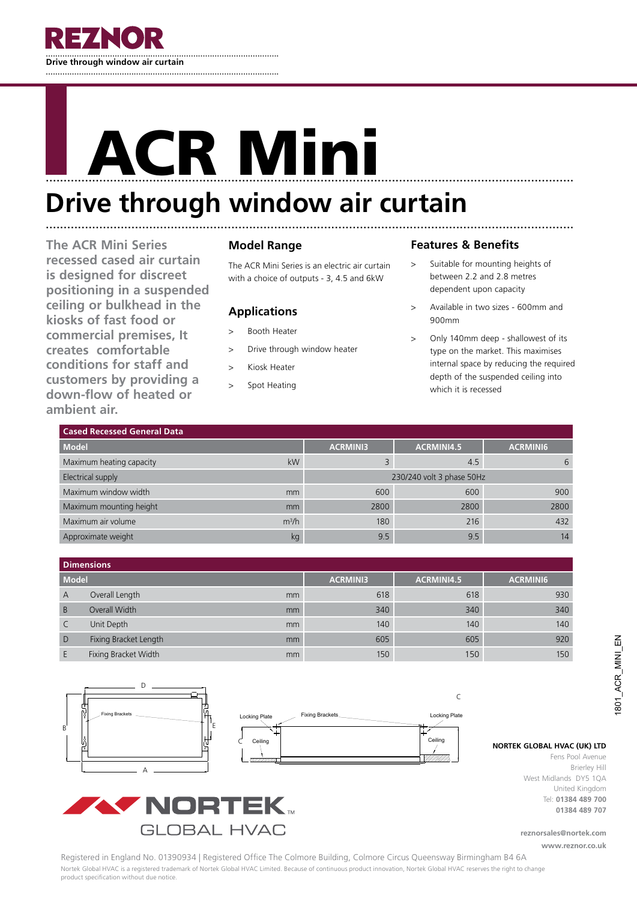# ACR Mini

## Drive through window air curtain

**The ACR Mini Series recessed cased air curtain is designed for discreet positioning in a suspended ceiling or bulkhead in the kiosks of fast food or commercial premises, It creates comfortable conditions for staff and customers by providing a down-flow of heated or ambient air.**

### Model Range

The ACR Mini Series is an electric air curtain with a choice of outputs - 3, 4.5 and 6kW

### Applications

> Booth Heater

> Drive through window heater

> Kiosk Heater

> Spot Heating

### Features & Benefits

> Suitable for mounting heights of between 2.2 and 2.8 metres dependent upon capacity

> Available in two sizes - 600mm and 900mm

> Only 140mm deep - shallowest of its type on the market. This maximises internal space by reducing the required depth of the suspended ceiling into which it is recessed

**Cased Recessed General Data**

| Model | | ACRMINI3 | ACRMINI4.5 | ACRMINI6 |
|---|---|---|---|---|
| Maximum heating capacity | kW | 3 | 4.5 | 6 |
| Electrical supply | | 230/240 volt 3 phase 50Hz | | |
| Maximum window width | mm | 600 | 600 | 900 |
| Maximum mounting height | mm | 2800 | 2800 | 2800 |
| Maximum air volume | $m^3/h$ | 180 | 216 | 432 |
| Approximate weight | kg | 9.5 | 9.5 | 14 |

**Dimensions**

| Model | | | ACRMINI3 | ACRMINI4.5 | ACRMINI6 |
|---|---|---|---|---|---|
| A | Overall Length | mm | 618 | 618 | 930 |
| B | Overall Width | mm | 340 | 340 | 340 |
| C | Unit Depth | mm | 140 | 140 | 140 |
| D | Fixing Bracket Length | mm | 605 | 605 | 920 |
| E | Fixing Bracket Width | mm | 150 | 150 | 150 |

D

B

E

A

Fixing Brackets

C

Locking Plate

Fixing Brackets

Locking Plate

Ceiling

Ceiling

1801_ACR_MINI_EN

**NORTEK GLOBAL HVAC (UK) LTD**

Fens Pool Avenue
Brierley Hill
West Midlands DY5 1QA
United Kingdom
Tel: **01384 489 700**
**01384 489 707**

**reznorsales@nortek.com**

**www.reznor.co.uk**

Registered in England No. 01390934 | Registered Office The Colmore Building, Colmore Circus Queensway Birmingham B4 6A

Nortek Global HVAC is a registered trademark of Nortek Global HVAC Limited. Because of continuous product innovation, Nortek Global HVAC reserves the right to change product specification without due notice.